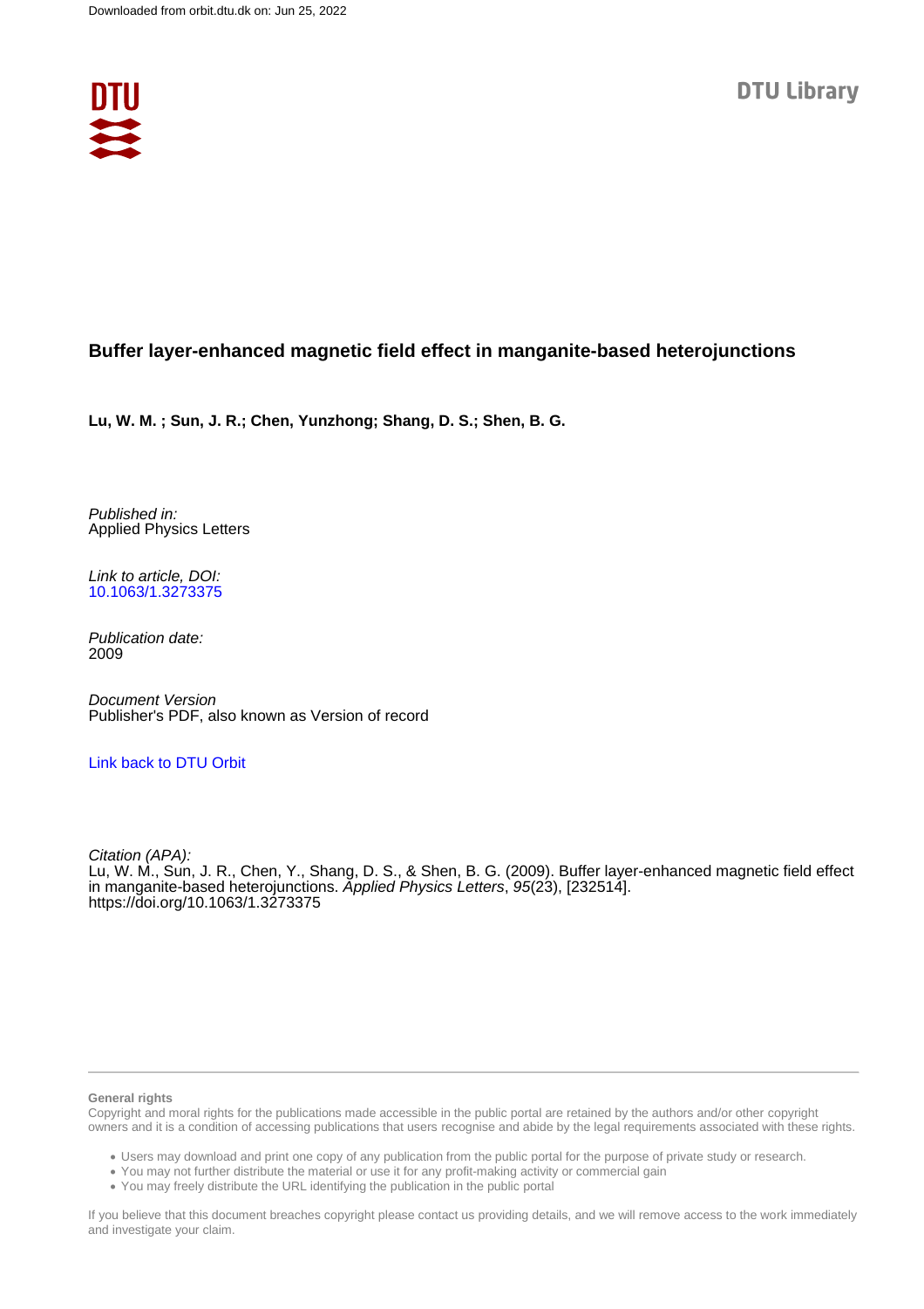Downloaded from orbit.dtu.dk on: Jun 25, 2022

DTU Library

# Buffer layer-enhanced magnetic field effect in manganite-based heterojunctions

**Lu, W. M. ; Sun, J. R.; Chen, Yunzhong; Shang, D. S.; Shen, B. G.**

*Published in:*
Applied Physics Letters

*Link to article, DOI:*
10.1063/1.3273375

*Publication date:*
2009

*Document Version*
Publisher's PDF, also known as Version of record

Link back to DTU Orbit

*Citation (APA):*
Lu, W. M., Sun, J. R., Chen, Y., Shang, D. S., & Shen, B. G. (2009). Buffer layer-enhanced magnetic field effect in manganite-based heterojunctions. *Applied Physics Letters*, *95*(23), [232514].
https://doi.org/10.1063/1.3273375

**General rights**

Copyright and moral rights for the publications made accessible in the public portal are retained by the authors and/or other copyright owners and it is a condition of accessing publications that users recognise and abide by the legal requirements associated with these rights.

- Users may download and print one copy of any publication from the public portal for the purpose of private study or research.
- You may not further distribute the material or use it for any profit-making activity or commercial gain
- You may freely distribute the URL identifying the publication in the public portal

If you believe that this document breaches copyright please contact us providing details, and we will remove access to the work immediately and investigate your claim.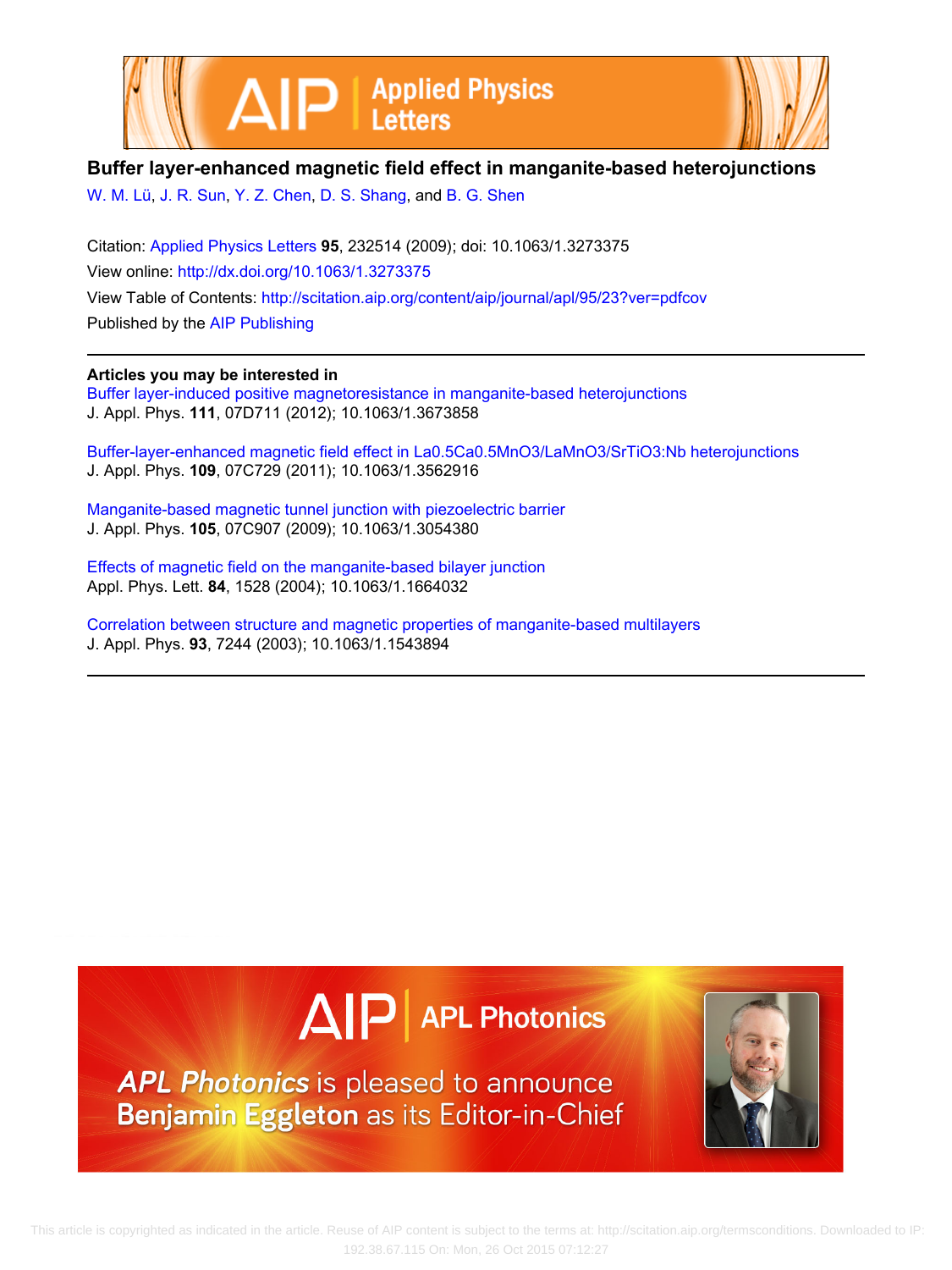# Buffer layer-enhanced magnetic field effect in manganite-based heterojunctions

W. M. Lü, J. R. Sun, Y. Z. Chen, D. S. Shang, and B. G. Shen

Citation: Applied Physics Letters **95**, 232514 (2009); doi: 10.1063/1.3273375

View online: http://dx.doi.org/10.1063/1.3273375

View Table of Contents: http://scitation.aip.org/content/aip/journal/apl/95/23?ver=pdfcov

Published by the AIP Publishing

**Articles you may be interested in**

Buffer layer-induced positive magnetoresistance in manganite-based heterojunctions
J. Appl. Phys. **111**, 07D711 (2012); 10.1063/1.3673858

Buffer-layer-enhanced magnetic field effect in La0.5Ca0.5MnO3/LaMnO3/SrTiO3:Nb heterojunctions
J. Appl. Phys. **109**, 07C729 (2011); 10.1063/1.3562916

Manganite-based magnetic tunnel junction with piezoelectric barrier
J. Appl. Phys. **105**, 07C907 (2009); 10.1063/1.3054380

Effects of magnetic field on the manganite-based bilayer junction
Appl. Phys. Lett. **84**, 1528 (2004); 10.1063/1.1664032

Correlation between structure and magnetic properties of manganite-based multilayers
J. Appl. Phys. **93**, 7244 (2003); 10.1063/1.1543894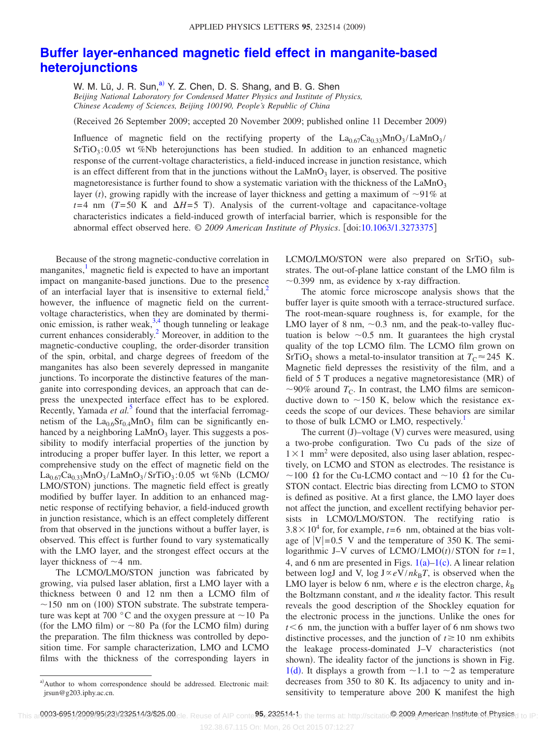# Buffer layer-enhanced magnetic field effect in manganite-based heterojunctions

W. M. Lü, J. R. Sun,[a] Y. Z. Chen, D. S. Shang, and B. G. Shen

*Beijing National Laboratory for Condensed Matter Physics and Institute of Physics, Chinese Academy of Sciences, Beijing 100190, People's Republic of China*

(Received 26 September 2009; accepted 20 November 2009; published online 11 December 2009)

Influence of magnetic field on the rectifying property of the $La_{0.67}Ca_{0.33}MnO_3/LaMnO_3/SrTiO_3$:0.05 wt %Nb heterojunctions has been studied. In addition to an enhanced magnetic response of the current-voltage characteristics, a field-induced increase in junction resistance, which is an effect different from that in the junctions without the $LaMnO_3$ layer, is observed. The positive magnetoresistance is further found to show a systematic variation with the thickness of the $LaMnO_3$ layer ($t$), growing rapidly with the increase of layer thickness and getting a maximum of ~91% at $t$=4 nm ($T$=50 K and $\Delta H$=5 T). Analysis of the current-voltage and capacitance-voltage characteristics indicates a field-induced growth of interfacial barrier, which is responsible for the abnormal effect observed here. © *2009 American Institute of Physics*. [doi:10.1063/1.3273375]

Because of the strong magnetic-conductive correlation in manganites,[1] magnetic field is expected to have an important impact on manganite-based junctions. Due to the presence of an interfacial layer that is insensitive to external field,[2] however, the influence of magnetic field on the current-voltage characteristics, when they are dominated by thermionic emission, is rather weak,[3,4] though tunneling or leakage current enhances considerably.[2] Moreover, in addition to the magnetic-conductive coupling, the order-disorder transition of the spin, orbital, and charge degrees of freedom of the manganites has also been severely depressed in manganite junctions. To incorporate the distinctive features of the manganite into corresponding devices, an approach that can depress the unexpected interface effect has to be explored. Recently, Yamada *et al.*[5] found that the interfacial ferromagnetism of the $La_{0.6}Sr_{0.4}MnO_3$ film can be significantly enhanced by a neighboring $LaMnO_3$ layer. This suggests a possibility to modify interfacial properties of the junction by introducing a proper buffer layer. In this letter, we report a comprehensive study on the effect of magnetic field on the $La_{0.67}Ca_{0.33}MnO_3/LaMnO_3/SrTiO_3$:0.05 wt %Nb (LCMO/LMO/STON) junctions. The magnetic field effect is greatly modified by buffer layer. In addition to an enhanced magnetic response of rectifying behavior, a field-induced growth in junction resistance, which is an effect completely different from that observed in the junctions without a buffer layer, is observed. This effect is further found to vary systematically with the LMO layer, and the strongest effect occurs at the layer thickness of ~4 nm.

The LCMO/LMO/STON junction was fabricated by growing, via pulsed laser ablation, first a LMO layer with a thickness between 0 and 12 nm then a LCMO film of ~150 nm on (100) STON substrate. The substrate temperature was kept at 700 °C and the oxygen pressure at ~10 Pa (for the LMO film) or ~80 Pa (for the LCMO film) during the preparation. The film thickness was controlled by deposition time. For sample characterization, LMO and LCMO films with the thickness of the corresponding layers in LCMO/LMO/STON were also prepared on $SrTiO_3$ substrates. The out-of-plane lattice constant of the LMO film is ~0.399 nm, as evidence by x-ray diffraction.

The atomic force microscope analysis shows that the buffer layer is quite smooth with a terrace-structured surface. The root-mean-square roughness is, for example, for the LMO layer of 8 nm, ~0.3 nm, and the peak-to-valley fluctuation is below ~0.5 nm. It guarantees the high crystal quality of the top LCMO film. The LCMO film grown on $SrTiO_3$ shows a metal-to-insulator transition at $T_C \approx 245$ K. Magnetic field depresses the resistivity of the film, and a field of 5 T produces a negative magnetoresistance (MR) of ~90% around $T_C$. In contrast, the LMO films are semiconductive down to ~150 K, below which the resistance exceeds the scope of our devices. These behaviors are similar to those of bulk LCMO or LMO, respectively.[1]

The current (J)–voltage (V) curves were measured, using a two-probe configuration. Two Cu pads of the size of $1\times 1$ mm$^2$ were deposited, also using laser ablation, respectively, on LCMO and STON as electrodes. The resistance is ~100 Ω for the Cu-LCMO contact and ~10 Ω for the Cu-STON contact. Electric bias directing from LCMO to STON is defined as positive. At a first glance, the LMO layer does not affect the junction, and excellent rectifying behavior persists in LCMO/LMO/STON. The rectifying ratio is $3.8\times 10^4$ for, for example, $t$=6 nm, obtained at the bias voltage of |V|=0.5 V and the temperature of 350 K. The semilogarithmic J–V curves of LCMO/LMO($t$)/STON for $t$=1, 4, and 6 nm are presented in Figs. 1(a)–1(c). A linear relation between logJ and V, $\log J \propto eV/nk_BT$, is observed when the LMO layer is below 6 nm, where $e$ is the electron charge, $k_B$ the Boltzmann constant, and $n$ the ideality factor. This result reveals the good description of the Shockley equation for the electronic process in the junctions. Unlike the ones for $t<6$ nm, the junction with a buffer layer of 6 nm shows two distinctive processes, and the junction of $t\geq 10$ nm exhibits the leakage process-dominated J–V characteristics (not shown). The ideality factor of the junctions is shown in Fig. 1(d). It displays a growth from ~1.1 to ~2 as temperature decreases from 350 to 80 K. Its adjacency to unity and insensitivity to temperature above 200 K manifest the high

[a] Author to whom correspondence should be addressed. Electronic mail: jrsun@g203.iphy.ac.cn.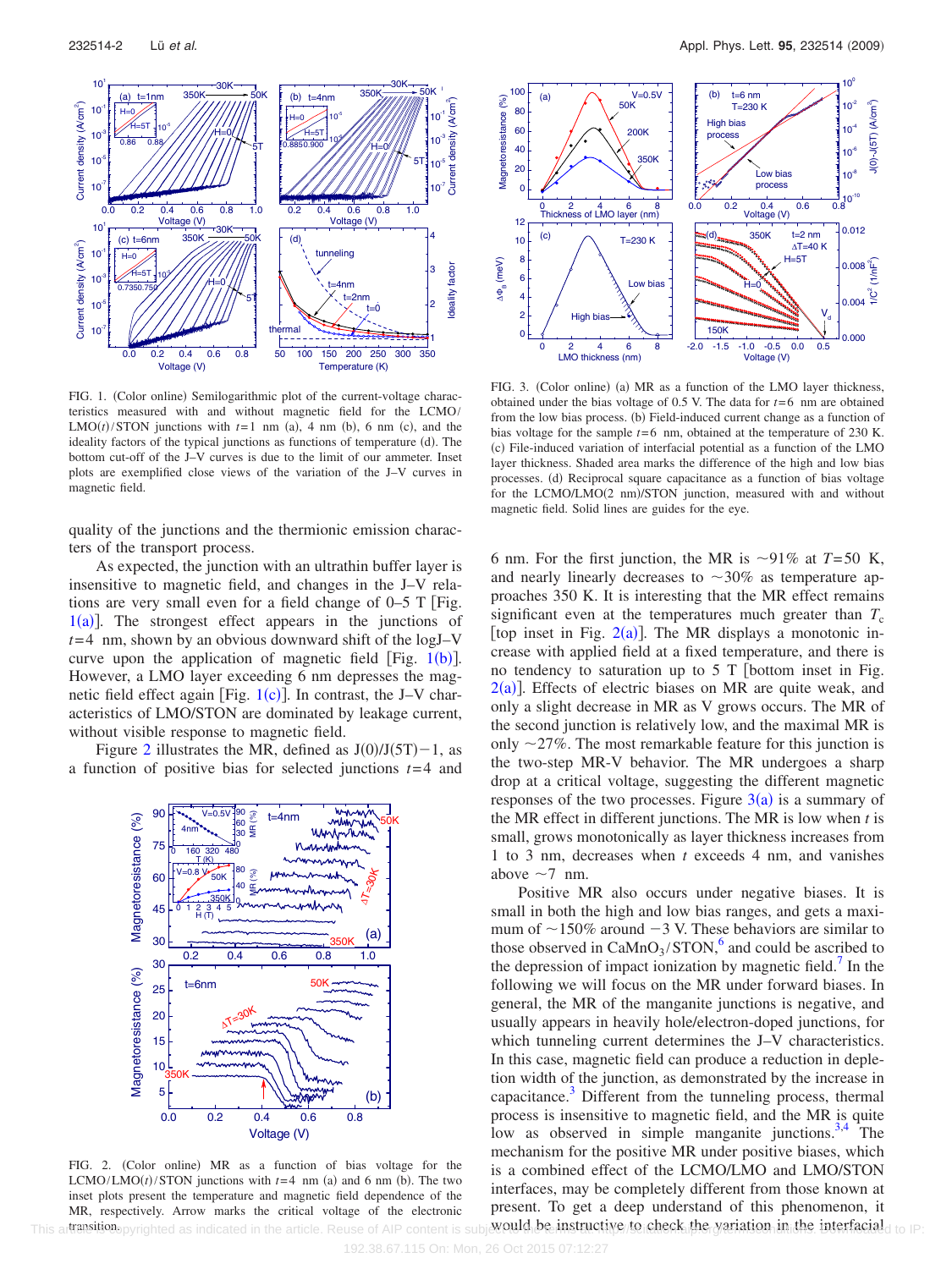FIG. 1. (Color online) Semilogarithmic plot of the current-voltage characteristics measured with and without magnetic field for the LCMO/LMO($t$)/STON junctions with $t$=1 nm (a), 4 nm (b), 6 nm (c), and the ideality factors of the typical junctions as functions of temperature (d). The bottom cut-off of the J–V curves is due to the limit of our ammeter. Inset plots are exemplified close views of the variation of the J–V curves in magnetic field.

quality of the junctions and the thermionic emission characters of the transport process.

As expected, the junction with an ultrathin buffer layer is insensitive to magnetic field, and changes in the J–V relations are very small even for a field change of 0–5 T [Fig. 1(a)]. The strongest effect appears in the junctions of $t$=4 nm, shown by an obvious downward shift of the logJ–V curve upon the application of magnetic field [Fig. 1(b)]. However, a LMO layer exceeding 6 nm depresses the magnetic field effect again [Fig. 1(c)]. In contrast, the J–V characteristics of LMO/STON are dominated by leakage current, without visible response to magnetic field.

Figure 2 illustrates the MR, defined as J(0)/J(5T)−1, as a function of positive bias for selected junctions $t$=4 and 6 nm. For the first junction, the MR is ~91% at $T$=50 K, and nearly linearly decreases to ~30% as temperature approaches 350 K. It is interesting that the MR effect remains significant even at the temperatures much greater than $T_c$ [top inset in Fig. 2(a)]. The MR displays a monotonic increase with applied field at a fixed temperature, and there is no tendency to saturation up to 5 T [bottom inset in Fig. 2(a)]. Effects of electric biases on MR are quite weak, and only a slight decrease in MR as V grows occurs. The MR of the second junction is relatively low, and the maximal MR is only ~27%. The most remarkable feature for this junction is the two-step MR-V behavior. The MR undergoes a sharp drop at a critical voltage, suggesting the different magnetic responses of the two processes. Figure 3(a) is a summary of the MR effect in different junctions. The MR is low when $t$ is small, grows monotonically as layer thickness increases from 1 to 3 nm, decreases when $t$ exceeds 4 nm, and vanishes above ~7 nm.

FIG. 2. (Color online) MR as a function of bias voltage for the LCMO/LMO($t$)/STON junctions with $t$=4 nm (a) and 6 nm (b). The two inset plots present the temperature and magnetic field dependence of the MR, respectively. Arrow marks the critical voltage of the electronic transition.

FIG. 3. (Color online) (a) MR as a function of the LMO layer thickness, obtained under the bias voltage of 0.5 V. The data for $t$=6 nm are obtained from the low bias process. (b) Field-induced current change as a function of bias voltage for the sample $t$=6 nm, obtained at the temperature of 230 K. (c) File-induced variation of interfacial potential as a function of the LMO layer thickness. Shaded area marks the difference of the high and low bias processes. (d) Reciprocal square capacitance as a function of bias voltage for the LCMO/LMO(2 nm)/STON junction, measured with and without magnetic field. Solid lines are guides for the eye.

Positive MR also occurs under negative biases. It is small in both the high and low bias ranges, and gets a maximum of ~150% around −3 V. These behaviors are similar to those observed in $CaMnO_3$/STON,[6] and could be ascribed to the depression of impact ionization by magnetic field.[7] In the following we will focus on the MR under forward biases. In general, the MR of the manganite junctions is negative, and usually appears in heavily hole/electron-doped junctions, for which tunneling current determines the J–V characteristics. In this case, magnetic field can produce a reduction in depletion width of the junction, as demonstrated by the increase in capacitance.[3] Different from the tunneling process, thermal process is insensitive to magnetic field, and the MR is quite low as observed in simple manganite junctions.[3,4] The mechanism for the positive MR under positive biases, which is a combined effect of the LCMO/LMO and LMO/STON interfaces, may be completely different from those known at present. To get a deep understand of this phenomenon, it would be instructive to check the variation in the interfacial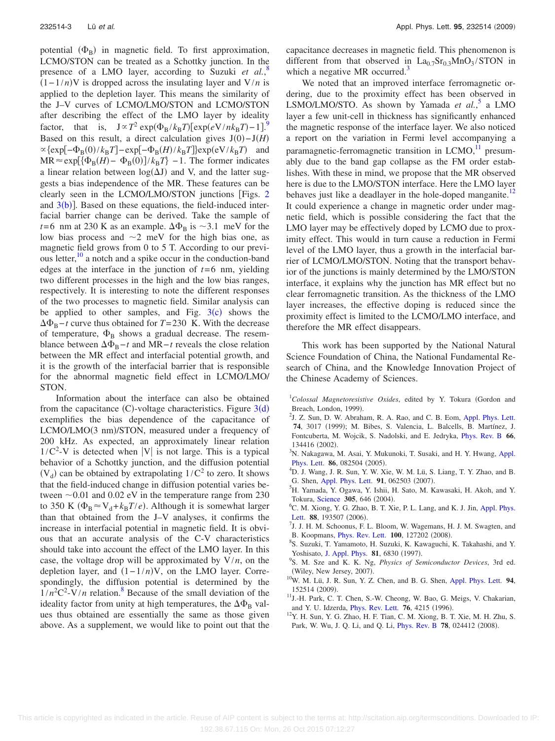potential ($\Phi_B$) in magnetic field. To first approximation, LCMO/STON can be treated as a Schottky junction. In the presence of a LMO layer, according to Suzuki *et al.*,[8] $(1-1/n)V$ is dropped across the insulating layer and $V/n$ is applied to the depletion layer. This means the similarity of the J–V curves of LCMO/LMO/STON and LCMO/STON after describing the effect of the LMO layer by ideality factor, that is, $J \propto T^2 \exp(\Phi_B/k_BT)[\exp(eV/nk_BT)-1]$.[9] Based on this result, a direct calculation gives $J(0)-J(H) \propto \{\exp[-\Phi_B(0)/k_BT]-\exp[-\Phi_B(H)/k_BT]\}\exp(eV/k_BT)$ and $MR \approx \exp[\{\Phi_B(H)-\Phi_B(0)]/k_BT\} -1$. The former indicates a linear relation between $\log(\Delta J)$ and V, and the latter suggests a bias independence of the MR. These features can be clearly seen in the LCMO/LMO/STON junctions [Figs. 2 and 3(b)]. Based on these equations, the field-induced interfacial barrier change can be derived. Take the sample of $t=6$ nm at 230 K as an example. $\Delta\Phi_B$ is ~3.1 meV for the low bias process and ~2 meV for the high bias one, as magnetic field grows from 0 to 5 T. According to our previous letter,[10] a notch and a spike occur in the conduction-band edges at the interface in the junction of $t=6$ nm, yielding two different processes in the high and the low bias ranges, respectively. It is interesting to note the different responses of the two processes to magnetic field. Similar analysis can be applied to other samples, and Fig. 3(c) shows the $\Delta\Phi_B - t$ curve thus obtained for $T=230$ K. With the decrease of temperature, $\Phi_B$ shows a gradual decrease. The resemblance between $\Delta\Phi_B - t$ and $MR - t$ reveals the close relation between the MR effect and interfacial potential growth, and it is the growth of the interfacial barrier that is responsible for the abnormal magnetic field effect in LCMO/LMO/STON.

Information about the interface can also be obtained from the capacitance (C)-voltage characteristics. Figure 3(d) exemplifies the bias dependence of the capacitance of LCMO/LMO(3 nm)/STON, measured under a frequency of 200 kHz. As expected, an approximately linear relation $1/C^2$-V is detected when $|V|$ is not large. This is a typical behavior of a Schottky junction, and the diffusion potential ($V_d$) can be obtained by extrapolating $1/C^2$ to zero. It shows that the field-induced change in diffusion potential varies between ~0.01 and 0.02 eV in the temperature range from 230 to 350 K ($\Phi_B \approx V_d + k_BT/e$). Although it is somewhat larger than that obtained from the J–V analyses, it confirms the increase in interfacial potential in magnetic field. It is obvious that an accurate analysis of the C-V characteristics should take into account the effect of the LMO layer. In this case, the voltage drop will be approximated by $V/n$, on the depletion layer, and $(1-1/n)V$, on the LMO layer. Correspondingly, the diffusion potential is determined by the $1/n^2C^2$-$V/n$ relation.[8] Because of the small deviation of the ideality factor from unity at high temperatures, the $\Delta\Phi_B$ values thus obtained are essentially the same as those given above. As a supplement, we would like to point out that the capacitance decreases in magnetic field. This phenomenon is different from that observed in $La_{0.7}Sr_{0.3}MnO_3$/STON in which a negative MR occurred.[3]

We noted that an improved interface ferromagnetic ordering, due to the proximity effect has been observed in LSMO/LMO/STO. As shown by Yamada *et al.*,[5] a LMO layer a few unit-cell in thickness has significantly enhanced the magnetic response of the interface layer. We also noticed a report on the variation in Fermi level accompanying a paramagnetic-ferromagnetic transition in LCMO,[11] presumably due to the band gap collapse as the FM order establishes. With these in mind, we propose that the MR observed here is due to the LMO/STON interface. Here the LMO layer behaves just like a deadlayer in the hole-doped manganite.[12] It could experience a change in magnetic order under magnetic field, which is possible considering the fact that the LMO layer may be effectively doped by LCMO due to proximity effect. This would in turn cause a reduction in Fermi level of the LMO layer, thus a growth in the interfacial barrier of LCMO/LMO/STON. Noting that the transport behavior of the junctions is mainly determined by the LMO/STON interface, it explains why the junction has MR effect but no clear ferromagnetic transition. As the thickness of the LMO layer increases, the effective doping is reduced since the proximity effect is limited to the LCMO/LMO interface, and therefore the MR effect disappears.

This work has been supported by the National Natural Science Foundation of China, the National Fundamental Research of China, and the Knowledge Innovation Project of the Chinese Academy of Sciences.

[1] *Colossal Magnetoresistive Oxides*, edited by Y. Tokura (Gordon and Breach, London, 1999).

[2] J. Z. Sun, D. W. Abraham, R. A. Rao, and C. B. Eom, Appl. Phys. Lett. **74**, 3017 (1999); M. Bibes, S. Valencia, L. Balcells, B. Martínez, J. Fontcuberta, M. Wojcik, S. Nadolski, and E. Jedryka, Phys. Rev. B **66**, 134416 (2002).

[3] N. Nakagawa, M. Asai, Y. Mukunoki, T. Susaki, and H. Y. Hwang, Appl. Phys. Lett. **86**, 082504 (2005).

[4] D. J. Wang, J. R. Sun, Y. W. Xie, W. M. Lü, S. Liang, T. Y. Zhao, and B. G. Shen, Appl. Phys. Lett. **91**, 062503 (2007).

[5] H. Yamada, Y. Ogawa, Y. Ishii, H. Sato, M. Kawasaki, H. Akoh, and Y. Tokura, Science **305**, 646 (2004).

[6] C. M. Xiong, Y. G. Zhao, B. T. Xie, P. L. Lang, and K. J. Jin, Appl. Phys. Lett. **88**, 193507 (2006).

[7] J. J. H. M. Schoonus, F. L. Bloom, W. Wagemans, H. J. M. Swagten, and B. Koopmans, Phys. Rev. Lett. **100**, 127202 (2008).

[8] S. Suzuki, T. Yamamoto, H. Suzuki, K. Kawaguchi, K. Takahashi, and Y. Yoshisato, J. Appl. Phys. **81**, 6830 (1997).

[9] S. M. Sze and K. K. Ng, *Physics of Semiconductor Devices*, 3rd ed. (Wiley, New Jersey, 2007).

[10] W. M. Lü, J. R. Sun, Y. Z. Chen, and B. G. Shen, Appl. Phys. Lett. **94**, 152514 (2009).

[11] J.-H. Park, C. T. Chen, S.-W. Cheong, W. Bao, G. Meigs, V. Chakarian, and Y. U. Idzerda, Phys. Rev. Lett. **76**, 4215 (1996).

[12] Y. H. Sun, Y. G. Zhao, H. F. Tian, C. M. Xiong, B. T. Xie, M. H. Zhu, S. Park, W. Wu, J. Q. Li, and Q. Li, Phys. Rev. B **78**, 024412 (2008).